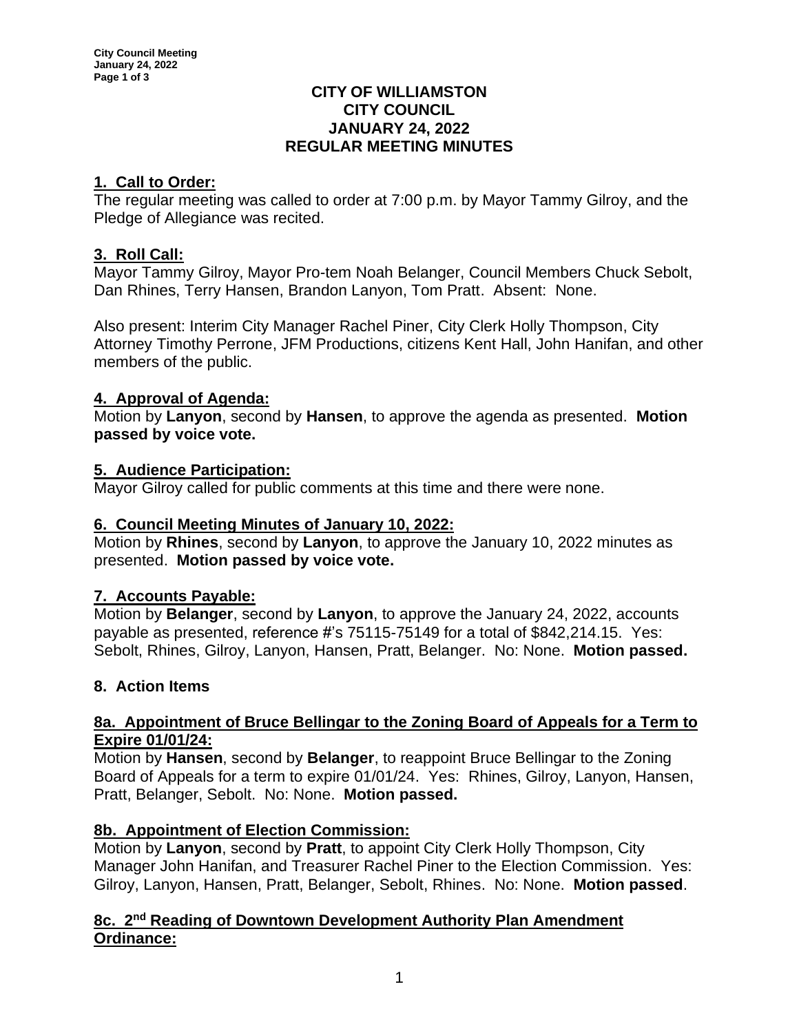# CITY OF WILLIAMSTON
# CITY COUNCIL
# JANUARY 24, 2022
# REGULAR MEETING MINUTES

## 1. Call to Order:

The regular meeting was called to order at 7:00 p.m. by Mayor Tammy Gilroy, and the Pledge of Allegiance was recited.

## 3. Roll Call:

Mayor Tammy Gilroy, Mayor Pro-tem Noah Belanger, Council Members Chuck Sebolt, Dan Rhines, Terry Hansen, Brandon Lanyon, Tom Pratt. Absent: None.

Also present: Interim City Manager Rachel Piner, City Clerk Holly Thompson, City Attorney Timothy Perrone, JFM Productions, citizens Kent Hall, John Hanifan, and other members of the public.

## 4. Approval of Agenda:

Motion by **Lanyon**, second by **Hansen**, to approve the agenda as presented. **Motion passed by voice vote.**

## 5. Audience Participation:

Mayor Gilroy called for public comments at this time and there were none.

## 6. Council Meeting Minutes of January 10, 2022:

Motion by **Rhines**, second by **Lanyon**, to approve the January 10, 2022 minutes as presented. **Motion passed by voice vote.**

## 7. Accounts Payable:

Motion by **Belanger**, second by **Lanyon**, to approve the January 24, 2022, accounts payable as presented, reference #'s 75115-75149 for a total of $842,214.15. Yes: Sebolt, Rhines, Gilroy, Lanyon, Hansen, Pratt, Belanger. No: None. **Motion passed.**

## 8. Action Items

### 8a. Appointment of Bruce Bellingar to the Zoning Board of Appeals for a Term to Expire 01/01/24:

Motion by **Hansen**, second by **Belanger**, to reappoint Bruce Bellingar to the Zoning Board of Appeals for a term to expire 01/01/24. Yes: Rhines, Gilroy, Lanyon, Hansen, Pratt, Belanger, Sebolt. No: None. **Motion passed.**

### 8b. Appointment of Election Commission:

Motion by **Lanyon**, second by **Pratt**, to appoint City Clerk Holly Thompson, City Manager John Hanifan, and Treasurer Rachel Piner to the Election Commission. Yes: Gilroy, Lanyon, Hansen, Pratt, Belanger, Sebolt, Rhines. No: None. **Motion passed**.

### 8c. 2nd Reading of Downtown Development Authority Plan Amendment Ordinance: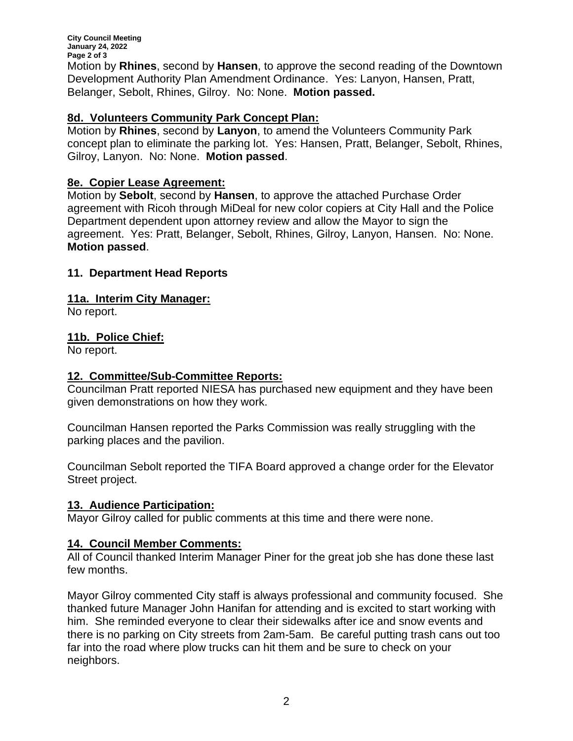Motion by **Rhines**, second by **Hansen**, to approve the second reading of the Downtown Development Authority Plan Amendment Ordinance. Yes: Lanyon, Hansen, Pratt, Belanger, Sebolt, Rhines, Gilroy. No: None. **Motion passed.**

## 8d. Volunteers Community Park Concept Plan:

Motion by **Rhines**, second by **Lanyon**, to amend the Volunteers Community Park concept plan to eliminate the parking lot. Yes: Hansen, Pratt, Belanger, Sebolt, Rhines, Gilroy, Lanyon. No: None. **Motion passed**.

## 8e. Copier Lease Agreement:

Motion by **Sebolt**, second by **Hansen**, to approve the attached Purchase Order agreement with Ricoh through MiDeal for new color copiers at City Hall and the Police Department dependent upon attorney review and allow the Mayor to sign the agreement. Yes: Pratt, Belanger, Sebolt, Rhines, Gilroy, Lanyon, Hansen. No: None. **Motion passed**.

## 11. Department Head Reports

## 11a. Interim City Manager:

No report.

## 11b. Police Chief:

No report.

## 12. Committee/Sub-Committee Reports:

Councilman Pratt reported NIESA has purchased new equipment and they have been given demonstrations on how they work.

Councilman Hansen reported the Parks Commission was really struggling with the parking places and the pavilion.

Councilman Sebolt reported the TIFA Board approved a change order for the Elevator Street project.

## 13. Audience Participation:

Mayor Gilroy called for public comments at this time and there were none.

## 14. Council Member Comments:

All of Council thanked Interim Manager Piner for the great job she has done these last few months.

Mayor Gilroy commented City staff is always professional and community focused. She thanked future Manager John Hanifan for attending and is excited to start working with him. She reminded everyone to clear their sidewalks after ice and snow events and there is no parking on City streets from 2am-5am. Be careful putting trash cans out too far into the road where plow trucks can hit them and be sure to check on your neighbors.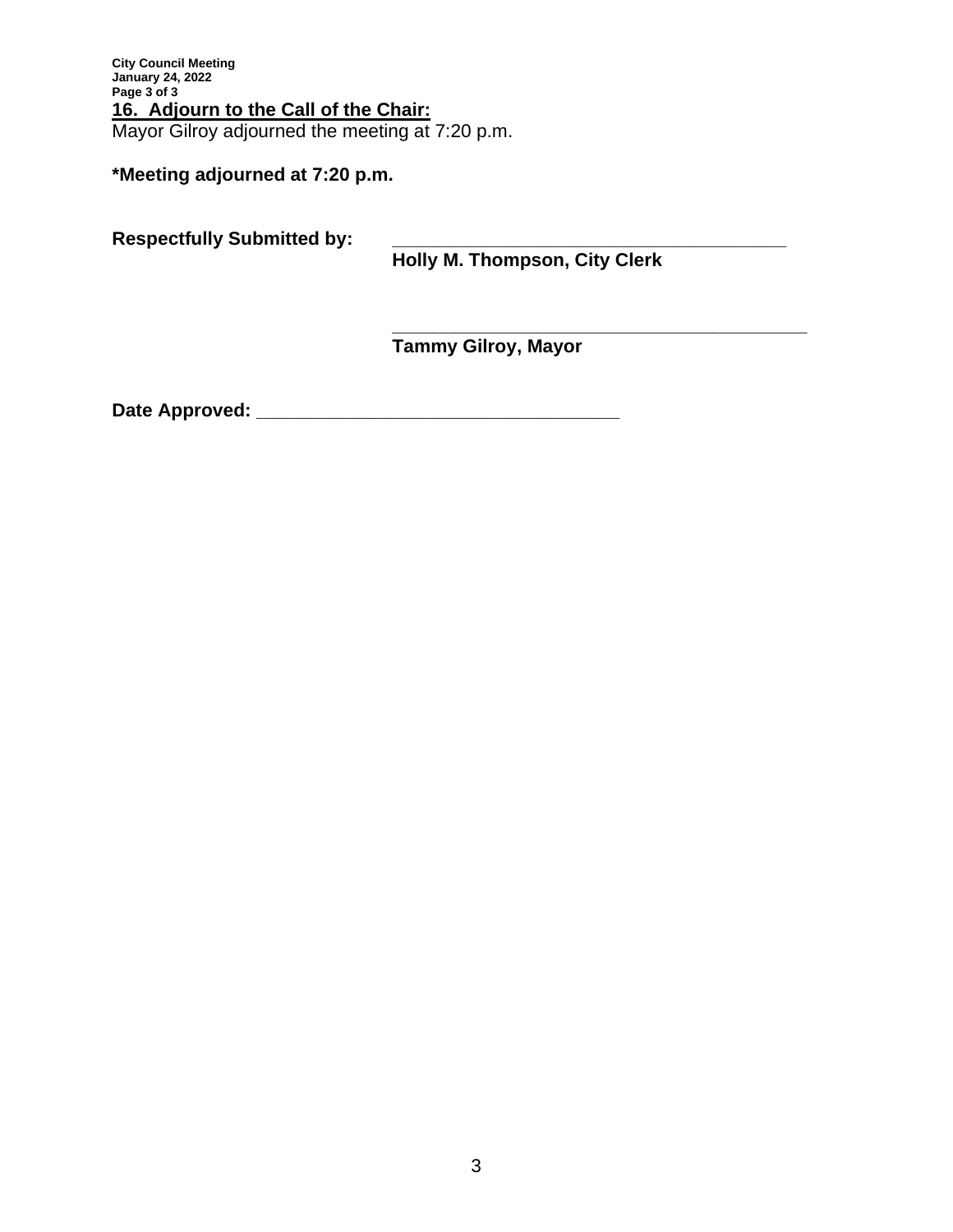**16. Adjourn to the Call of the Chair:**

Mayor Gilroy adjourned the meeting at 7:20 p.m.

**\*Meeting adjourned at 7:20 p.m.**

**Respectfully Submitted by:** ______________________________________

**Holly M. Thompson, City Clerk**

______________________________________

**Tammy Gilroy, Mayor**

**Date Approved:** ___________________________________